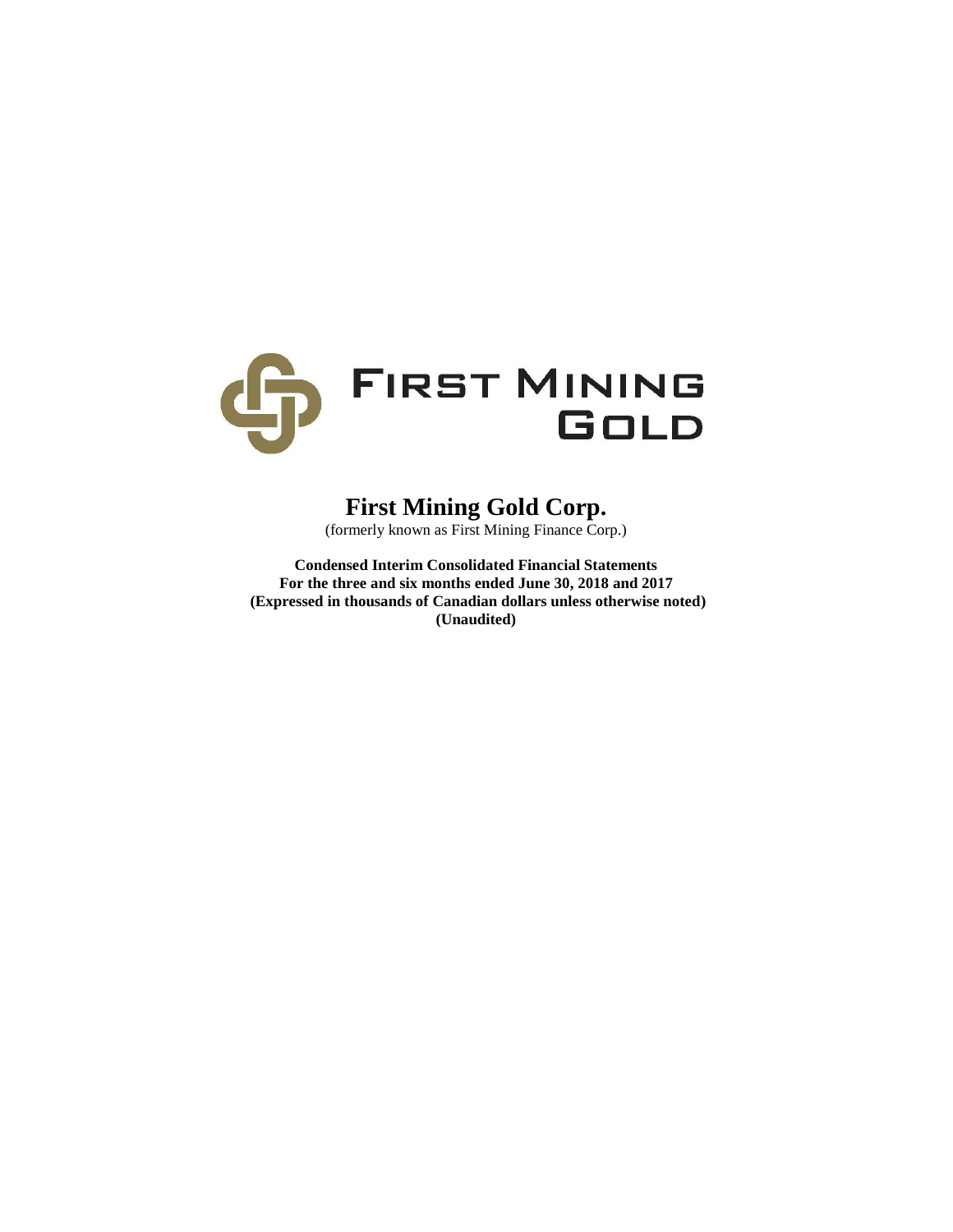FIRST MINING GOLD

# First Mining Gold Corp.

(formerly known as First Mining Finance Corp.)

**Condensed Interim Consolidated Financial Statements**
**For the three and six months ended June 30, 2018 and 2017**
**(Expressed in thousands of Canadian dollars unless otherwise noted)**
**(Unaudited)**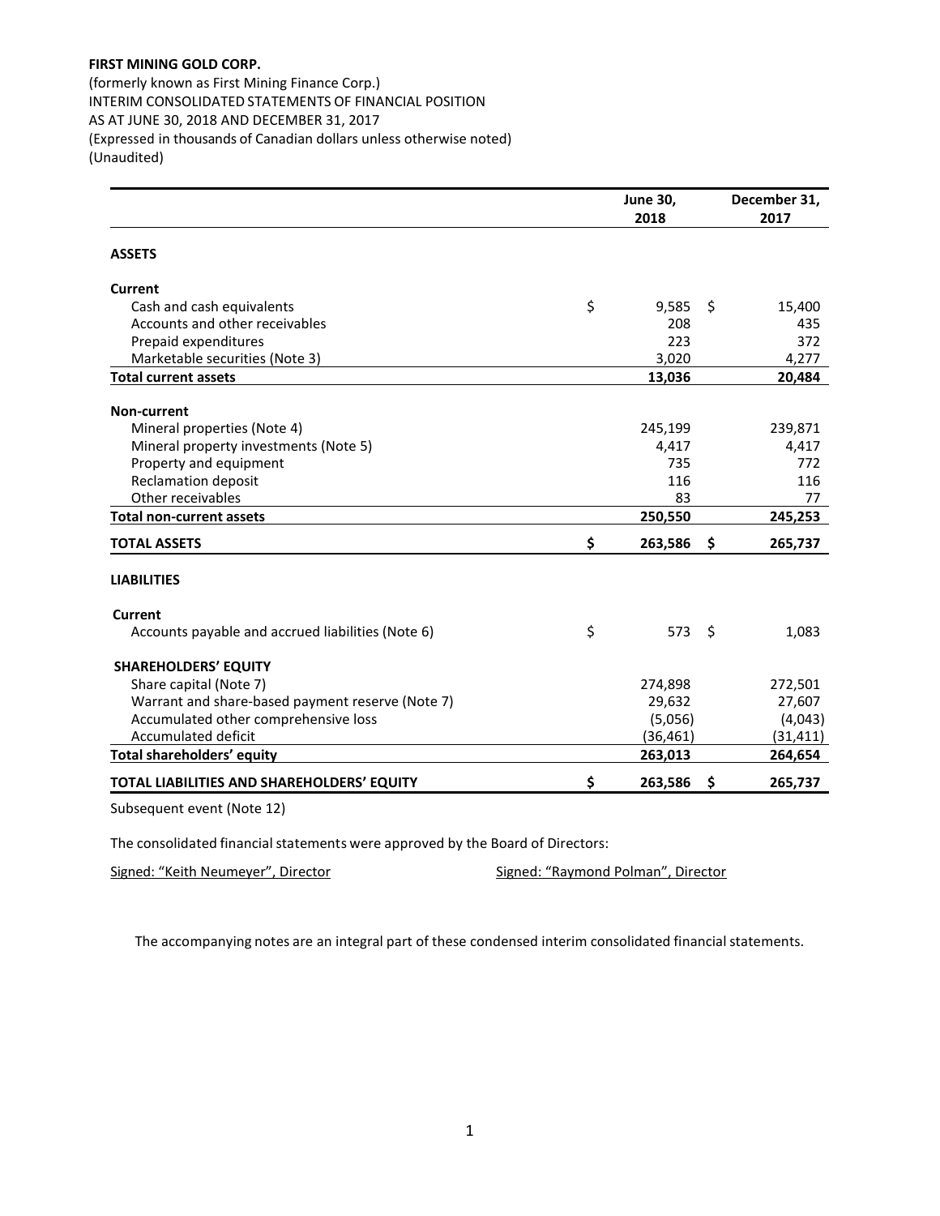**FIRST MINING GOLD CORP.**
(formerly known as First Mining Finance Corp.)
INTERIM CONSOLIDATED STATEMENTS OF FINANCIAL POSITION
AS AT JUNE 30, 2018 AND DECEMBER 31, 2017
(Expressed in thousands of Canadian dollars unless otherwise noted)
(Unaudited)

| | June 30, 2018 | December 31, 2017 |
|---|---|---|
| **ASSETS** | | |
| **Current** | | |
| Cash and cash equivalents | $ 9,585 | $ 15,400 |
| Accounts and other receivables | 208 | 435 |
| Prepaid expenditures | 223 | 372 |
| Marketable securities (Note 3) | 3,020 | 4,277 |
| **Total current assets** | **13,036** | **20,484** |
| **Non-current** | | |
| Mineral properties (Note 4) | 245,199 | 239,871 |
| Mineral property investments (Note 5) | 4,417 | 4,417 |
| Property and equipment | 735 | 772 |
| Reclamation deposit | 116 | 116 |
| Other receivables | 83 | 77 |
| **Total non-current assets** | **250,550** | **245,253** |
| **TOTAL ASSETS** | **$ 263,586** | **$ 265,737** |
| **LIABILITIES** | | |
| **Current** | | |
| Accounts payable and accrued liabilities (Note 6) | $ 573 | $ 1,083 |
| **SHAREHOLDERS' EQUITY** | | |
| Share capital (Note 7) | 274,898 | 272,501 |
| Warrant and share-based payment reserve (Note 7) | 29,632 | 27,607 |
| Accumulated other comprehensive loss | (5,056) | (4,043) |
| Accumulated deficit | (36,461) | (31,411) |
| **Total shareholders' equity** | **263,013** | **264,654** |
| **TOTAL LIABILITIES AND SHAREHOLDERS' EQUITY** | **$ 263,586** | **$ 265,737** |

Subsequent event (Note 12)

The consolidated financial statements were approved by the Board of Directors:

Signed: "Keith Neumeyer", Director

Signed: "Raymond Polman", Director

The accompanying notes are an integral part of these condensed interim consolidated financial statements.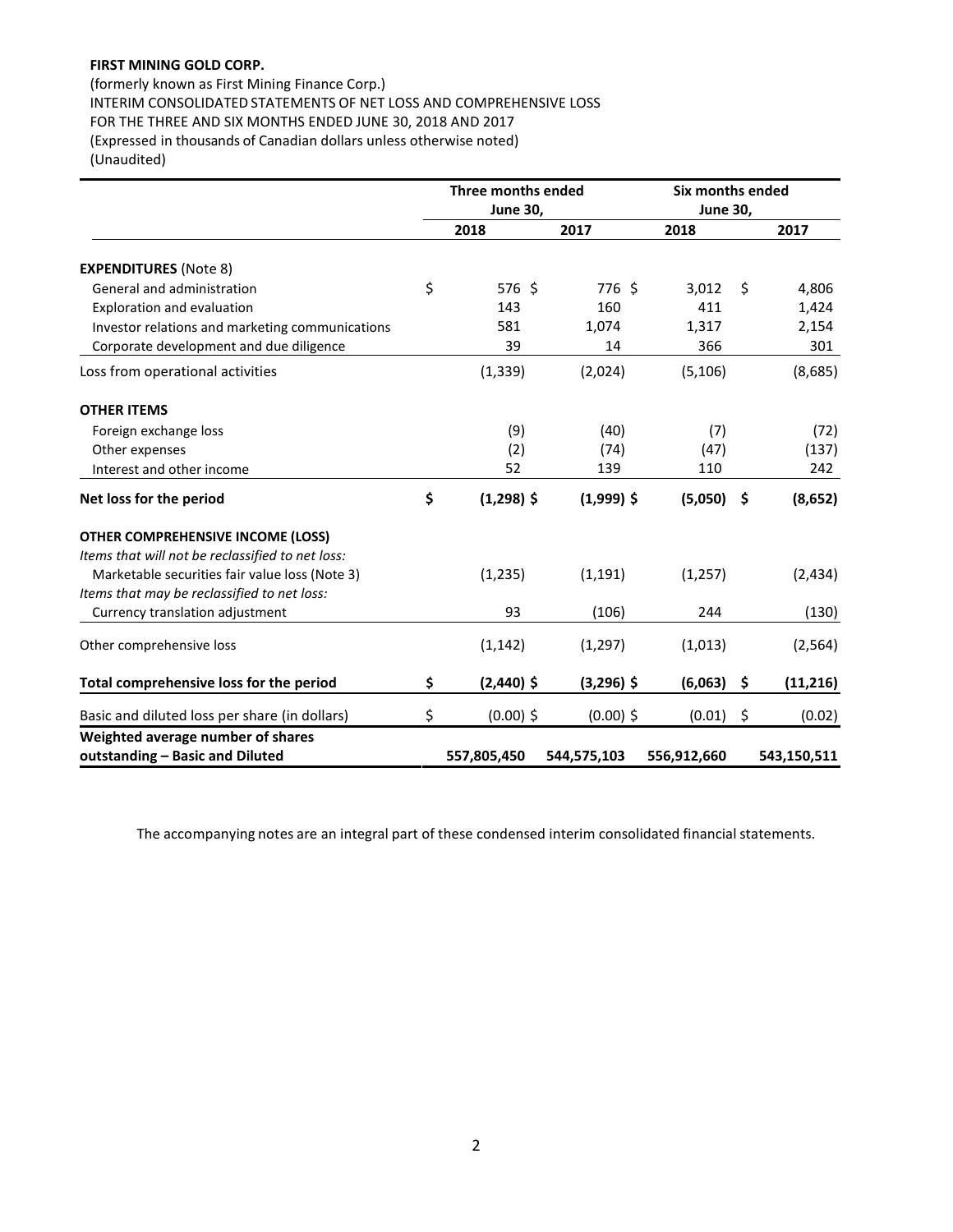**FIRST MINING GOLD CORP.**
(formerly known as First Mining Finance Corp.)
INTERIM CONSOLIDATED STATEMENTS OF NET LOSS AND COMPREHENSIVE LOSS
FOR THE THREE AND SIX MONTHS ENDED JUNE 30, 2018 AND 2017
(Expressed in thousands of Canadian dollars unless otherwise noted)
(Unaudited)

| | Three months ended June 30, | | Six months ended June 30, | |
|---|---|---|---|---|
| | 2018 | 2017 | 2018 | 2017 |
| **EXPENDITURES** (Note 8) | | | | |
| General and administration | $ 576 | $ 776 | $ 3,012 | $ 4,806 |
| Exploration and evaluation | 143 | 160 | 411 | 1,424 |
| Investor relations and marketing communications | 581 | 1,074 | 1,317 | 2,154 |
| Corporate development and due diligence | 39 | 14 | 366 | 301 |
| Loss from operational activities | (1,339) | (2,024) | (5,106) | (8,685) |
| **OTHER ITEMS** | | | | |
| Foreign exchange loss | (9) | (40) | (7) | (72) |
| Other expenses | (2) | (74) | (47) | (137) |
| Interest and other income | 52 | 139 | 110 | 242 |
| **Net loss for the period** | **$ (1,298)** | **$ (1,999)** | **$ (5,050)** | **$ (8,652)** |
| **OTHER COMPREHENSIVE INCOME (LOSS)** | | | | |
| *Items that will not be reclassified to net loss:* | | | | |
| Marketable securities fair value loss (Note 3) | (1,235) | (1,191) | (1,257) | (2,434) |
| *Items that may be reclassified to net loss:* | | | | |
| Currency translation adjustment | 93 | (106) | 244 | (130) |
| Other comprehensive loss | (1,142) | (1,297) | (1,013) | (2,564) |
| **Total comprehensive loss for the period** | **$ (2,440)** | **$ (3,296)** | **$ (6,063)** | **$ (11,216)** |
| Basic and diluted loss per share (in dollars) | $ (0.00) | $ (0.00) | $ (0.01) | $ (0.02) |
| **Weighted average number of shares outstanding – Basic and Diluted** | **557,805,450** | **544,575,103** | **556,912,660** | **543,150,511** |

The accompanying notes are an integral part of these condensed interim consolidated financial statements.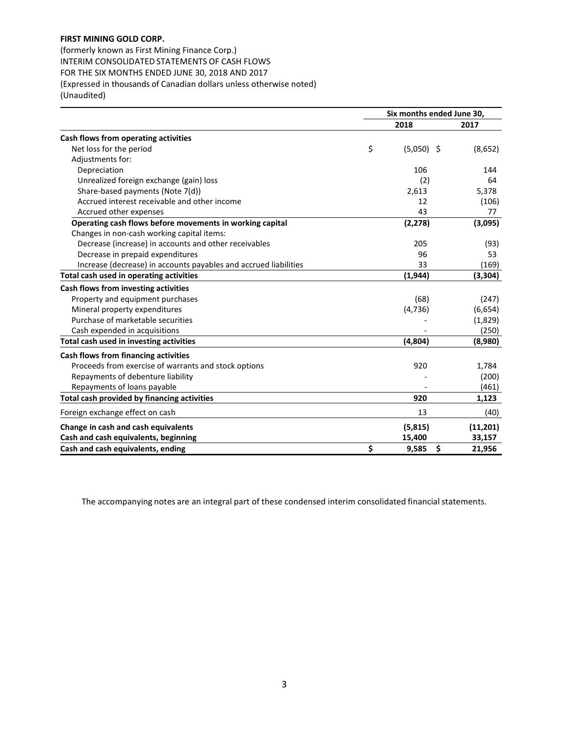**FIRST MINING GOLD CORP.**

(formerly known as First Mining Finance Corp.)
INTERIM CONSOLIDATED STATEMENTS OF CASH FLOWS
FOR THE SIX MONTHS ENDED JUNE 30, 2018 AND 2017
(Expressed in thousands of Canadian dollars unless otherwise noted)
(Unaudited)

| | Six months ended June 30, | |
|---|---|---|
| | 2018 | 2017 |
| **Cash flows from operating activities** | | |
| Net loss for the period | $ (5,050) | $ (8,652) |
| Adjustments for: | | |
| Depreciation | 106 | 144 |
| Unrealized foreign exchange (gain) loss | (2) | 64 |
| Share-based payments (Note 7(d)) | 2,613 | 5,378 |
| Accrued interest receivable and other income | 12 | (106) |
| Accrued other expenses | 43 | 77 |
| **Operating cash flows before movements in working capital** | **(2,278)** | **(3,095)** |
| Changes in non-cash working capital items: | | |
| Decrease (increase) in accounts and other receivables | 205 | (93) |
| Decrease in prepaid expenditures | 96 | 53 |
| Increase (decrease) in accounts payables and accrued liabilities | 33 | (169) |
| **Total cash used in operating activities** | **(1,944)** | **(3,304)** |
| **Cash flows from investing activities** | | |
| Property and equipment purchases | (68) | (247) |
| Mineral property expenditures | (4,736) | (6,654) |
| Purchase of marketable securities | - | (1,829) |
| Cash expended in acquisitions | - | (250) |
| **Total cash used in investing activities** | **(4,804)** | **(8,980)** |
| **Cash flows from financing activities** | | |
| Proceeds from exercise of warrants and stock options | 920 | 1,784 |
| Repayments of debenture liability | - | (200) |
| Repayments of loans payable | - | (461) |
| **Total cash provided by financing activities** | **920** | **1,123** |
| Foreign exchange effect on cash | 13 | (40) |
| **Change in cash and cash equivalents** | **(5,815)** | **(11,201)** |
| **Cash and cash equivalents, beginning** | **15,400** | **33,157** |
| **Cash and cash equivalents, ending** | **$ 9,585** | **$ 21,956** |

The accompanying notes are an integral part of these condensed interim consolidated financial statements.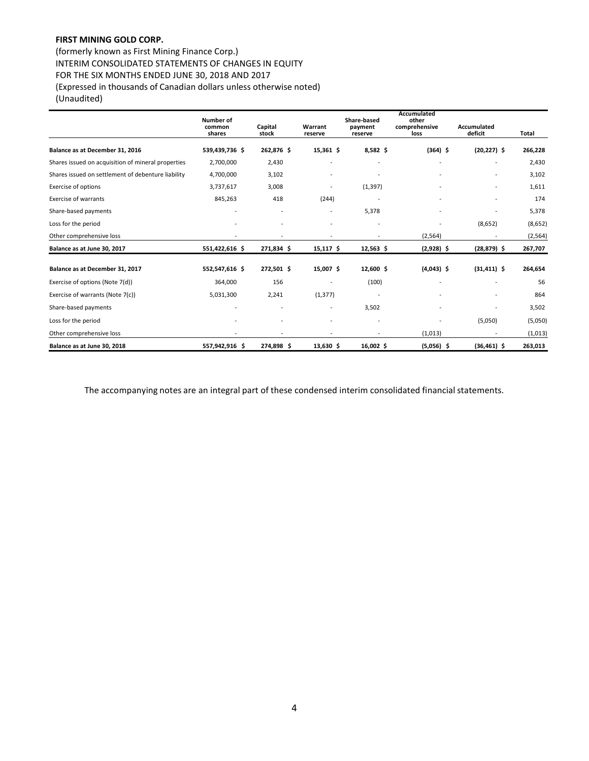**FIRST MINING GOLD CORP.**

(formerly known as First Mining Finance Corp.)
INTERIM CONSOLIDATED STATEMENTS OF CHANGES IN EQUITY
FOR THE SIX MONTHS ENDED JUNE 30, 2018 AND 2017
(Expressed in thousands of Canadian dollars unless otherwise noted)
(Unaudited)

| | Number of common shares | Capital stock | Warrant reserve | Share-based payment reserve | Accumulated other comprehensive loss | Accumulated deficit | Total |
|---|---|---|---|---|---|---|---|
| **Balance as at December 31, 2016** | **539,439,736 $** | **262,876 $** | **15,361 $** | **8,582 $** | **(364) $** | **(20,227) $** | **266,228** |
| Shares issued on acquisition of mineral properties | 2,700,000 | 2,430 | - | - | - | - | 2,430 |
| Shares issued on settlement of debenture liability | 4,700,000 | 3,102 | - | - | - | - | 3,102 |
| Exercise of options | 3,737,617 | 3,008 | - | (1,397) | - | - | 1,611 |
| Exercise of warrants | 845,263 | 418 | (244) | - | - | - | 174 |
| Share-based payments | - | - | - | 5,378 | - | - | 5,378 |
| Loss for the period | - | - | - | - | - | (8,652) | (8,652) |
| Other comprehensive loss | - | - | - | - | (2,564) | - | (2,564) |
| **Balance as at June 30, 2017** | **551,422,616 $** | **271,834 $** | **15,117 $** | **12,563 $** | **(2,928) $** | **(28,879) $** | **267,707** |
| **Balance as at December 31, 2017** | **552,547,616 $** | **272,501 $** | **15,007 $** | **12,600 $** | **(4,043) $** | **(31,411) $** | **264,654** |
| Exercise of options (Note 7(d)) | 364,000 | 156 | - | (100) | - | - | 56 |
| Exercise of warrants (Note 7(c)) | 5,031,300 | 2,241 | (1,377) | - | - | - | 864 |
| Share-based payments | - | - | - | 3,502 | - | - | 3,502 |
| Loss for the period | - | - | - | - | - | (5,050) | (5,050) |
| Other comprehensive loss | - | - | - | - | (1,013) | - | (1,013) |
| **Balance as at June 30, 2018** | **557,942,916 $** | **274,898 $** | **13,630 $** | **16,002 $** | **(5,056) $** | **(36,461) $** | **263,013** |

The accompanying notes are an integral part of these condensed interim consolidated financial statements.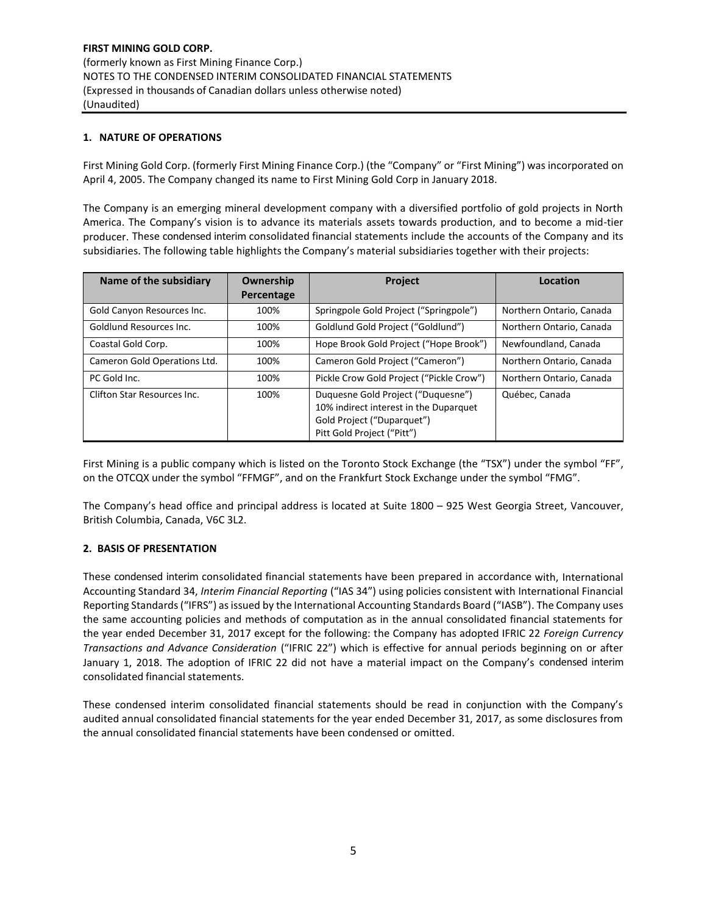## 1. NATURE OF OPERATIONS

First Mining Gold Corp. (formerly First Mining Finance Corp.) (the "Company" or "First Mining") was incorporated on April 4, 2005. The Company changed its name to First Mining Gold Corp in January 2018.

The Company is an emerging mineral development company with a diversified portfolio of gold projects in North America. The Company's vision is to advance its materials assets towards production, and to become a mid-tier producer. These condensed interim consolidated financial statements include the accounts of the Company and its subsidiaries. The following table highlights the Company's material subsidiaries together with their projects:

| Name of the subsidiary | Ownership Percentage | Project | Location |
|---|---|---|---|
| Gold Canyon Resources Inc. | 100% | Springpole Gold Project ("Springpole") | Northern Ontario, Canada |
| Goldlund Resources Inc. | 100% | Goldlund Gold Project ("Goldlund") | Northern Ontario, Canada |
| Coastal Gold Corp. | 100% | Hope Brook Gold Project ("Hope Brook") | Newfoundland, Canada |
| Cameron Gold Operations Ltd. | 100% | Cameron Gold Project ("Cameron") | Northern Ontario, Canada |
| PC Gold Inc. | 100% | Pickle Crow Gold Project ("Pickle Crow") | Northern Ontario, Canada |
| Clifton Star Resources Inc. | 100% | Duquesne Gold Project ("Duquesne")<br>10% indirect interest in the Duparquet Gold Project ("Duparquet")<br>Pitt Gold Project ("Pitt") | Québec, Canada |

First Mining is a public company which is listed on the Toronto Stock Exchange (the "TSX") under the symbol "FF", on the OTCQX under the symbol "FFMGF", and on the Frankfurt Stock Exchange under the symbol "FMG".

The Company's head office and principal address is located at Suite 1800 – 925 West Georgia Street, Vancouver, British Columbia, Canada, V6C 3L2.

## 2. BASIS OF PRESENTATION

These condensed interim consolidated financial statements have been prepared in accordance with, International Accounting Standard 34, *Interim Financial Reporting* ("IAS 34") using policies consistent with International Financial Reporting Standards ("IFRS") as issued by the International Accounting Standards Board ("IASB"). The Company uses the same accounting policies and methods of computation as in the annual consolidated financial statements for the year ended December 31, 2017 except for the following: the Company has adopted IFRIC 22 *Foreign Currency Transactions and Advance Consideration* ("IFRIC 22") which is effective for annual periods beginning on or after January 1, 2018. The adoption of IFRIC 22 did not have a material impact on the Company's condensed interim consolidated financial statements.

These condensed interim consolidated financial statements should be read in conjunction with the Company's audited annual consolidated financial statements for the year ended December 31, 2017, as some disclosures from the annual consolidated financial statements have been condensed or omitted.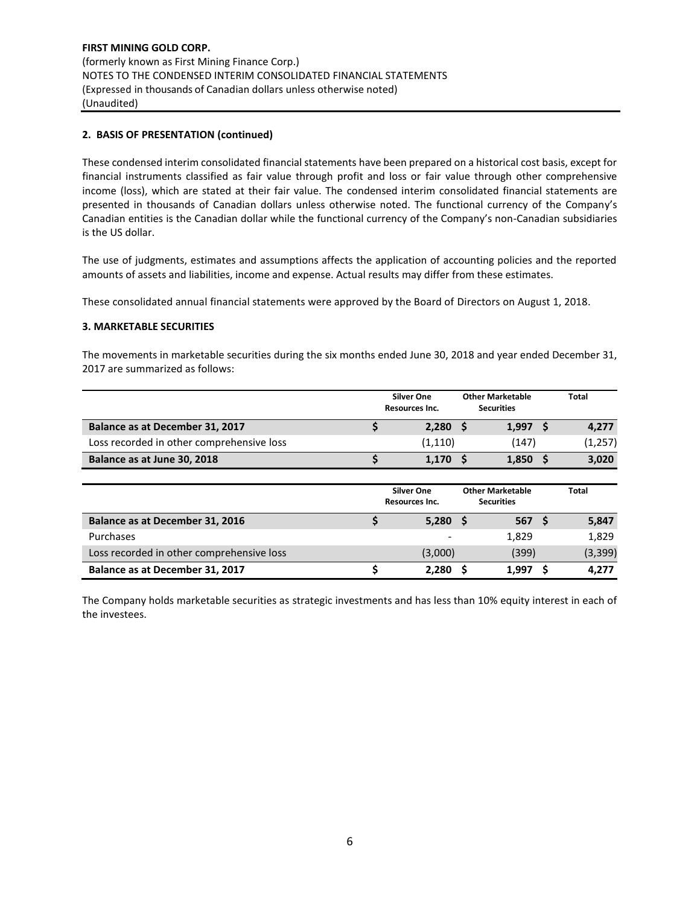**FIRST MINING GOLD CORP.**
(formerly known as First Mining Finance Corp.)
NOTES TO THE CONDENSED INTERIM CONSOLIDATED FINANCIAL STATEMENTS
(Expressed in thousands of Canadian dollars unless otherwise noted)
(Unaudited)

## 2. BASIS OF PRESENTATION (continued)

These condensed interim consolidated financial statements have been prepared on a historical cost basis, except for financial instruments classified as fair value through profit and loss or fair value through other comprehensive income (loss), which are stated at their fair value. The condensed interim consolidated financial statements are presented in thousands of Canadian dollars unless otherwise noted. The functional currency of the Company's Canadian entities is the Canadian dollar while the functional currency of the Company's non-Canadian subsidiaries is the US dollar.

The use of judgments, estimates and assumptions affects the application of accounting policies and the reported amounts of assets and liabilities, income and expense. Actual results may differ from these estimates.

These consolidated annual financial statements were approved by the Board of Directors on August 1, 2018.

## 3. MARKETABLE SECURITIES

The movements in marketable securities during the six months ended June 30, 2018 and year ended December 31, 2017 are summarized as follows:

| | Silver One Resources Inc. | Other Marketable Securities | Total |
|---|---|---|---|
| **Balance as at December 31, 2017** | **$ 2,280** | **$ 1,997** | **$ 4,277** |
| Loss recorded in other comprehensive loss | (1,110) | (147) | (1,257) |
| **Balance as at June 30, 2018** | **$ 1,170** | **$ 1,850** | **$ 3,020** |

| | Silver One Resources Inc. | Other Marketable Securities | Total |
|---|---|---|---|
| **Balance as at December 31, 2016** | **$ 5,280** | **$ 567** | **$ 5,847** |
| Purchases | - | 1,829 | 1,829 |
| Loss recorded in other comprehensive loss | (3,000) | (399) | (3,399) |
| **Balance as at December 31, 2017** | **$ 2,280** | **$ 1,997** | **$ 4,277** |

The Company holds marketable securities as strategic investments and has less than 10% equity interest in each of the investees.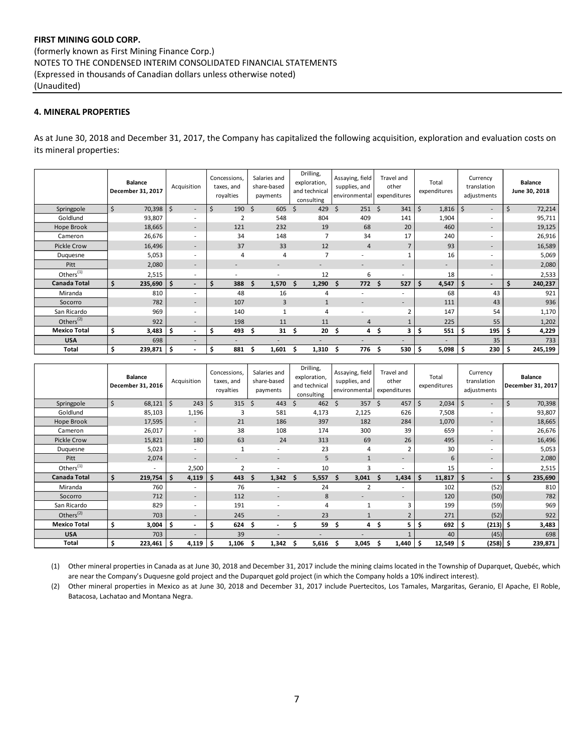**FIRST MINING GOLD CORP.**
(formerly known as First Mining Finance Corp.)
NOTES TO THE CONDENSED INTERIM CONSOLIDATED FINANCIAL STATEMENTS
(Expressed in thousands of Canadian dollars unless otherwise noted)
(Unaudited)

## 4. MINERAL PROPERTIES

As at June 30, 2018 and December 31, 2017, the Company has capitalized the following acquisition, exploration and evaluation costs on its mineral properties:

| | Balance December 31, 2017 | Acquisition | Concessions, taxes, and royalties | Salaries and share-based payments | Drilling, exploration, and technical consulting | Assaying, field supplies, and environmental | Travel and other expenditures | Total expenditures | Currency translation adjustments | Balance June 30, 2018 |
|---|---|---|---|---|---|---|---|---|---|---|
| Springpole | $ 70,398 | $ - | $ 190 | $ 605 | $ 429 | $ 251 | $ 341 | $ 1,816 | $ - | $ 72,214 |
| Goldlund | 93,807 | - | 2 | 548 | 804 | 409 | 141 | 1,904 | - | 95,711 |
| Hope Brook | 18,665 | - | 121 | 232 | 19 | 68 | 20 | 460 | - | 19,125 |
| Cameron | 26,676 | - | 34 | 148 | 7 | 34 | 17 | 240 | - | 26,916 |
| Pickle Crow | 16,496 | - | 37 | 33 | 12 | 4 | 7 | 93 | - | 16,589 |
| Duquesne | 5,053 | - | 4 | 4 | 7 | - | 1 | 16 | - | 5,069 |
| Pitt | 2,080 | - | - | - | - | - | - | - | - | 2,080 |
| Others[1] | 2,515 | - | - | - | 12 | 6 | - | 18 | - | 2,533 |
| **Canada Total** | **$ 235,690** | **$ -** | **$ 388** | **$ 1,570** | **$ 1,290** | **$ 772** | **$ 527** | **$ 4,547** | **$ -** | **$ 240,237** |
| Miranda | 810 | - | 48 | 16 | 4 | - | - | 68 | 43 | 921 |
| Socorro | 782 | - | 107 | 3 | 1 | - | - | 111 | 43 | 936 |
| San Ricardo | 969 | - | 140 | 1 | 4 | - | 2 | 147 | 54 | 1,170 |
| Others[2] | 922 | - | 198 | 11 | 11 | 4 | 1 | 225 | 55 | 1,202 |
| **Mexico Total** | **$ 3,483** | **$ -** | **$ 493** | **$ 31** | **$ 20** | **$ 4** | **$ 3** | **$ 551** | **$ 195** | **$ 4,229** |
| **USA** | 698 | - | - | - | - | - | - | - | 35 | 733 |
| **Total** | **$ 239,871** | **$ -** | **$ 881** | **$ 1,601** | **$ 1,310** | **$ 776** | **$ 530** | **$ 5,098** | **$ 230** | **$ 245,199** |

| | Balance December 31, 2016 | Acquisition | Concessions, taxes, and royalties | Salaries and share-based payments | Drilling, exploration, and technical consulting | Assaying, field supplies, and environmental | Travel and other expenditures | Total expenditures | Currency translation adjustments | Balance December 31, 2017 |
|---|---|---|---|---|---|---|---|---|---|---|
| Springpole | $ 68,121 | $ 243 | $ 315 | $ 443 | $ 462 | $ 357 | $ 457 | $ 2,034 | $ - | $ 70,398 |
| Goldlund | 85,103 | 1,196 | 3 | 581 | 4,173 | 2,125 | 626 | 7,508 | - | 93,807 |
| Hope Brook | 17,595 | - | 21 | 186 | 397 | 182 | 284 | 1,070 | - | 18,665 |
| Cameron | 26,017 | - | 38 | 108 | 174 | 300 | 39 | 659 | - | 26,676 |
| Pickle Crow | 15,821 | 180 | 63 | 24 | 313 | 69 | 26 | 495 | - | 16,496 |
| Duquesne | 5,023 | - | 1 | - | 23 | 4 | 2 | 30 | - | 5,053 |
| Pitt | 2,074 | - | - | - | 5 | 1 | - | 6 | - | 2,080 |
| Others[1] | - | 2,500 | 2 | - | 10 | 3 | - | 15 | - | 2,515 |
| **Canada Total** | **$ 219,754** | **$ 4,119** | **$ 443** | **$ 1,342** | **$ 5,557** | **$ 3,041** | **$ 1,434** | **$ 11,817** | **$ -** | **$ 235,690** |
| Miranda | 760 | - | 76 | - | 24 | 2 | - | 102 | (52) | 810 |
| Socorro | 712 | - | 112 | - | 8 | - | - | 120 | (50) | 782 |
| San Ricardo | 829 | - | 191 | - | 4 | 1 | 3 | 199 | (59) | 969 |
| Others[2] | 703 | - | 245 | - | 23 | 1 | 2 | 271 | (52) | 922 |
| **Mexico Total** | **$ 3,004** | **$ -** | **$ 624** | **$ -** | **$ 59** | **$ 4** | **$ 5** | **$ 692** | **$ (213)** | **$ 3,483** |
| **USA** | 703 | - | 39 | - | - | - | 1 | 40 | (45) | 698 |
| **Total** | **$ 223,461** | **$ 4,119** | **$ 1,106** | **$ 1,342** | **$ 5,616** | **$ 3,045** | **$ 1,440** | **$ 12,549** | **$ (258)** | **$ 239,871** |

(1) Other mineral properties in Canada as at June 30, 2018 and December 31, 2017 include the mining claims located in the Township of Duparquet, Quebéc, which are near the Company's Duquesne gold project and the Duparquet gold project (in which the Company holds a 10% indirect interest).

(2) Other mineral properties in Mexico as at June 30, 2018 and December 31, 2017 include Puertecitos, Los Tamales, Margaritas, Geranio, El Apache, El Roble, Batacosa, Lachatao and Montana Negra.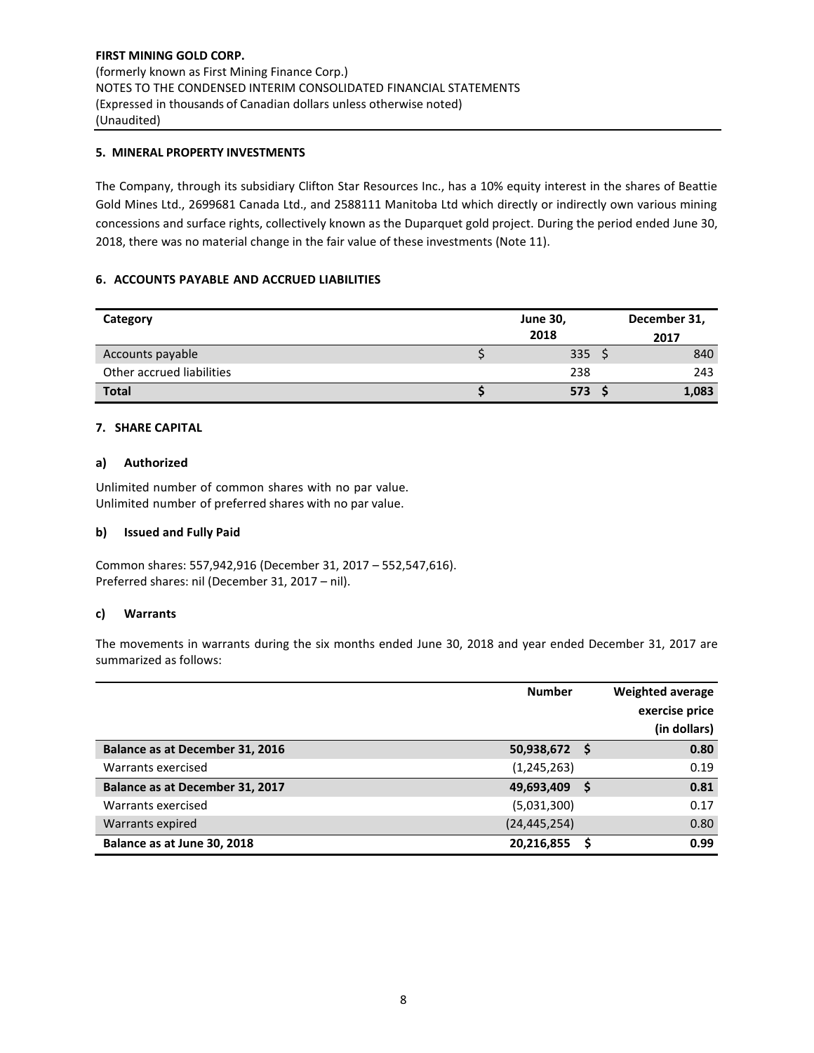**FIRST MINING GOLD CORP.**
(formerly known as First Mining Finance Corp.)
NOTES TO THE CONDENSED INTERIM CONSOLIDATED FINANCIAL STATEMENTS
(Expressed in thousands of Canadian dollars unless otherwise noted)
(Unaudited)

## 5. MINERAL PROPERTY INVESTMENTS

The Company, through its subsidiary Clifton Star Resources Inc., has a 10% equity interest in the shares of Beattie Gold Mines Ltd., 2699681 Canada Ltd., and 2588111 Manitoba Ltd which directly or indirectly own various mining concessions and surface rights, collectively known as the Duparquet gold project. During the period ended June 30, 2018, there was no material change in the fair value of these investments (Note 11).

## 6. ACCOUNTS PAYABLE AND ACCRUED LIABILITIES

| Category | | June 30, 2018 | | December 31, 2017 |
|---|---|---|---|---|
| Accounts payable | $ | 335 | $ | 840 |
| Other accrued liabilities | | 238 | | 243 |
| **Total** | **$** | **573** | **$** | **1,083** |

## 7. SHARE CAPITAL

### a) Authorized

Unlimited number of common shares with no par value.
Unlimited number of preferred shares with no par value.

### b) Issued and Fully Paid

Common shares: 557,942,916 (December 31, 2017 – 552,547,616).
Preferred shares: nil (December 31, 2017 – nil).

### c) Warrants

The movements in warrants during the six months ended June 30, 2018 and year ended December 31, 2017 are summarized as follows:

| | Number | | Weighted average exercise price (in dollars) |
|---|---|---|---|
| **Balance as at December 31, 2016** | **50,938,672** | **$** | **0.80** |
| Warrants exercised | (1,245,263) | | 0.19 |
| **Balance as at December 31, 2017** | **49,693,409** | **$** | **0.81** |
| Warrants exercised | (5,031,300) | | 0.17 |
| Warrants expired | (24,445,254) | | 0.80 |
| **Balance as at June 30, 2018** | **20,216,855** | **$** | **0.99** |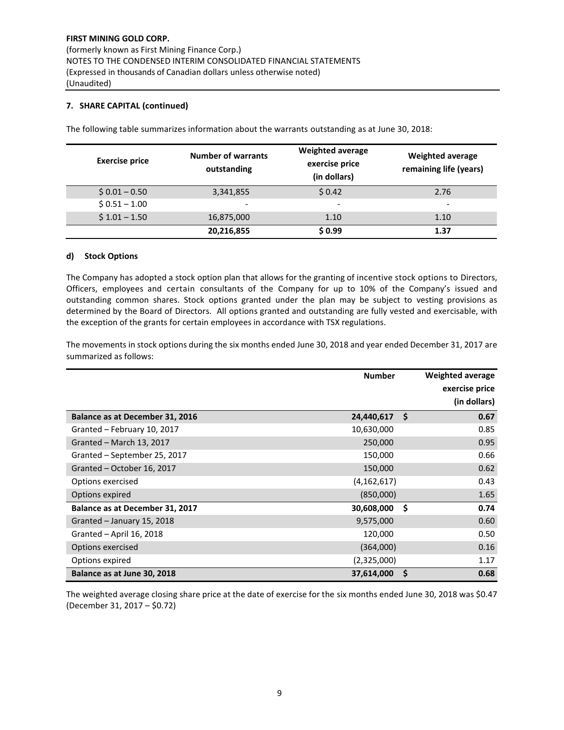**7. SHARE CAPITAL (continued)**

The following table summarizes information about the warrants outstanding as at June 30, 2018:

| Exercise price | Number of warrants outstanding | Weighted average exercise price (in dollars) | Weighted average remaining life (years) |
|---|---|---|---|
| $ 0.01 – 0.50 | 3,341,855 | $ 0.42 | 2.76 |
| $ 0.51 – 1.00 | - | - | - |
| $ 1.01 – 1.50 | 16,875,000 | 1.10 | 1.10 |
| | **20,216,855** | **$ 0.99** | **1.37** |

**d) Stock Options**

The Company has adopted a stock option plan that allows for the granting of incentive stock options to Directors, Officers, employees and certain consultants of the Company for up to 10% of the Company's issued and outstanding common shares. Stock options granted under the plan may be subject to vesting provisions as determined by the Board of Directors. All options granted and outstanding are fully vested and exercisable, with the exception of the grants for certain employees in accordance with TSX regulations.

The movements in stock options during the six months ended June 30, 2018 and year ended December 31, 2017 are summarized as follows:

| | Number | Weighted average exercise price (in dollars) |
|---|---|---|
| **Balance as at December 31, 2016** | **24,440,617** | **$ 0.67** |
| Granted – February 10, 2017 | 10,630,000 | 0.85 |
| Granted – March 13, 2017 | 250,000 | 0.95 |
| Granted – September 25, 2017 | 150,000 | 0.66 |
| Granted – October 16, 2017 | 150,000 | 0.62 |
| Options exercised | (4,162,617) | 0.43 |
| Options expired | (850,000) | 1.65 |
| **Balance as at December 31, 2017** | **30,608,000** | **$ 0.74** |
| Granted – January 15, 2018 | 9,575,000 | 0.60 |
| Granted – April 16, 2018 | 120,000 | 0.50 |
| Options exercised | (364,000) | 0.16 |
| Options expired | (2,325,000) | 1.17 |
| **Balance as at June 30, 2018** | **37,614,000** | **$ 0.68** |

The weighted average closing share price at the date of exercise for the six months ended June 30, 2018 was $0.47 (December 31, 2017 – $0.72)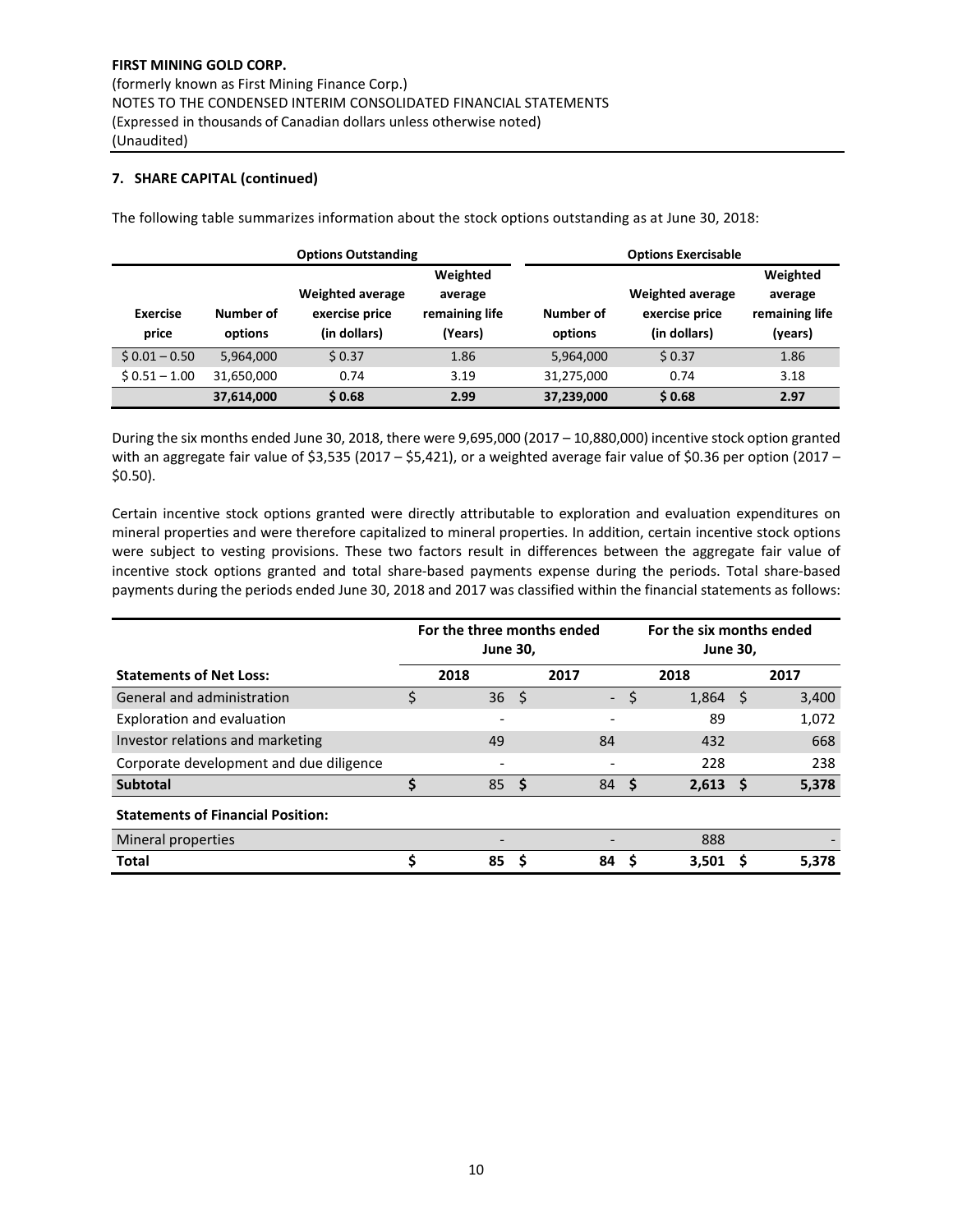**FIRST MINING GOLD CORP.**
(formerly known as First Mining Finance Corp.)
NOTES TO THE CONDENSED INTERIM CONSOLIDATED FINANCIAL STATEMENTS
(Expressed in thousands of Canadian dollars unless otherwise noted)
(Unaudited)

## 7. SHARE CAPITAL (continued)

The following table summarizes information about the stock options outstanding as at June 30, 2018:

| | Options Outstanding | | | Options Exercisable | | |
|---|---|---|---|---|---|---|
| Exercise price | Number of options | Weighted average exercise price (in dollars) | Weighted average remaining life (Years) | Number of options | Weighted average exercise price (in dollars) | Weighted average remaining life (years) |
| $ 0.01 – 0.50 | 5,964,000 | $ 0.37 | 1.86 | 5,964,000 | $ 0.37 | 1.86 |
| $ 0.51 – 1.00 | 31,650,000 | 0.74 | 3.19 | 31,275,000 | 0.74 | 3.18 |
| | **37,614,000** | **$ 0.68** | **2.99** | **37,239,000** | **$ 0.68** | **2.97** |

During the six months ended June 30, 2018, there were 9,695,000 (2017 – 10,880,000) incentive stock option granted with an aggregate fair value of $3,535 (2017 – $5,421), or a weighted average fair value of $0.36 per option (2017 – $0.50).

Certain incentive stock options granted were directly attributable to exploration and evaluation expenditures on mineral properties and were therefore capitalized to mineral properties. In addition, certain incentive stock options were subject to vesting provisions. These two factors result in differences between the aggregate fair value of incentive stock options granted and total share-based payments expense during the periods. Total share-based payments during the periods ended June 30, 2018 and 2017 was classified within the financial statements as follows:

| | For the three months ended June 30, | | For the six months ended June 30, | |
|---|---|---|---|---|
| **Statements of Net Loss:** | **2018** | **2017** | **2018** | **2017** |
| General and administration | $ 36 | $ - | $ 1,864 | $ 3,400 |
| Exploration and evaluation | - | - | 89 | 1,072 |
| Investor relations and marketing | 49 | 84 | 432 | 668 |
| Corporate development and due diligence | - | - | 228 | 238 |
| **Subtotal** | **$ 85** | **$ 84** | **$ 2,613** | **$ 5,378** |
| **Statements of Financial Position:** | | | | |
| Mineral properties | - | - | 888 | - |
| **Total** | **$ 85** | **$ 84** | **$ 3,501** | **$ 5,378** |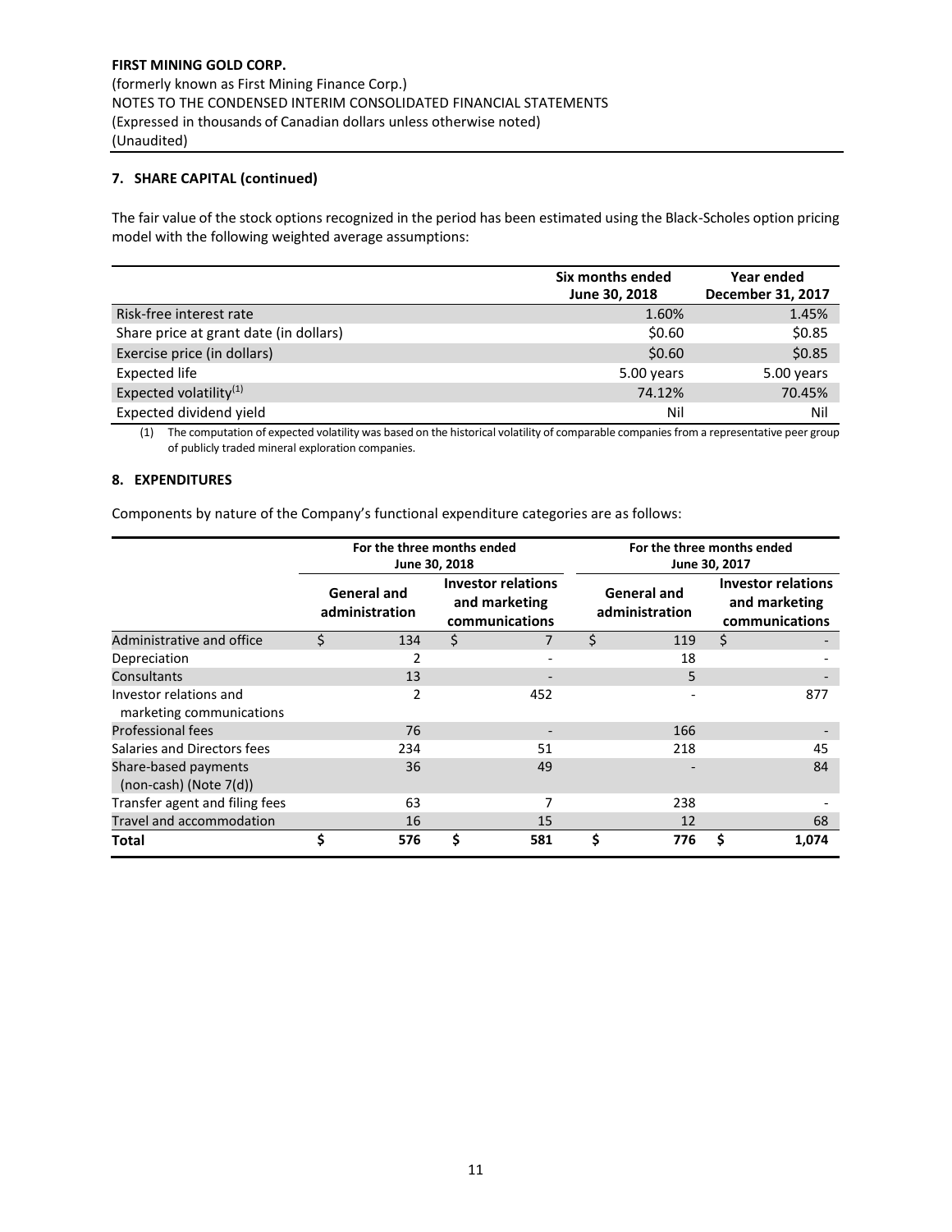**FIRST MINING GOLD CORP.**
(formerly known as First Mining Finance Corp.)
NOTES TO THE CONDENSED INTERIM CONSOLIDATED FINANCIAL STATEMENTS
(Expressed in thousands of Canadian dollars unless otherwise noted)
(Unaudited)

## 7. SHARE CAPITAL (continued)

The fair value of the stock options recognized in the period has been estimated using the Black-Scholes option pricing model with the following weighted average assumptions:

| | Six months ended June 30, 2018 | Year ended December 31, 2017 |
|---|---|---|
| Risk-free interest rate | 1.60% | 1.45% |
| Share price at grant date (in dollars) | $0.60 | $0.85 |
| Exercise price (in dollars) | $0.60 | $0.85 |
| Expected life | 5.00 years | 5.00 years |
| Expected volatility[(1)] | 74.12% | 70.45% |
| Expected dividend yield | Nil | Nil |

(1) The computation of expected volatility was based on the historical volatility of comparable companies from a representative peer group of publicly traded mineral exploration companies.

## 8. EXPENDITURES

Components by nature of the Company's functional expenditure categories are as follows:

| | For the three months ended June 30, 2018 | | For the three months ended June 30, 2017 | |
|---|---|---|---|---|
| | General and administration | Investor relations and marketing communications | General and administration | Investor relations and marketing communications |
| Administrative and office | $ 134 | $ 7 | $ 119 | $ - |
| Depreciation | 2 | - | 18 | - |
| Consultants | 13 | - | 5 | - |
| Investor relations and marketing communications | 2 | 452 | - | 877 |
| Professional fees | 76 | - | 166 | - |
| Salaries and Directors fees | 234 | 51 | 218 | 45 |
| Share-based payments (non-cash) (Note 7(d)) | 36 | 49 | - | 84 |
| Transfer agent and filing fees | 63 | 7 | 238 | - |
| Travel and accommodation | 16 | 15 | 12 | 68 |
| **Total** | **$ 576** | **$ 581** | **$ 776** | **$ 1,074** |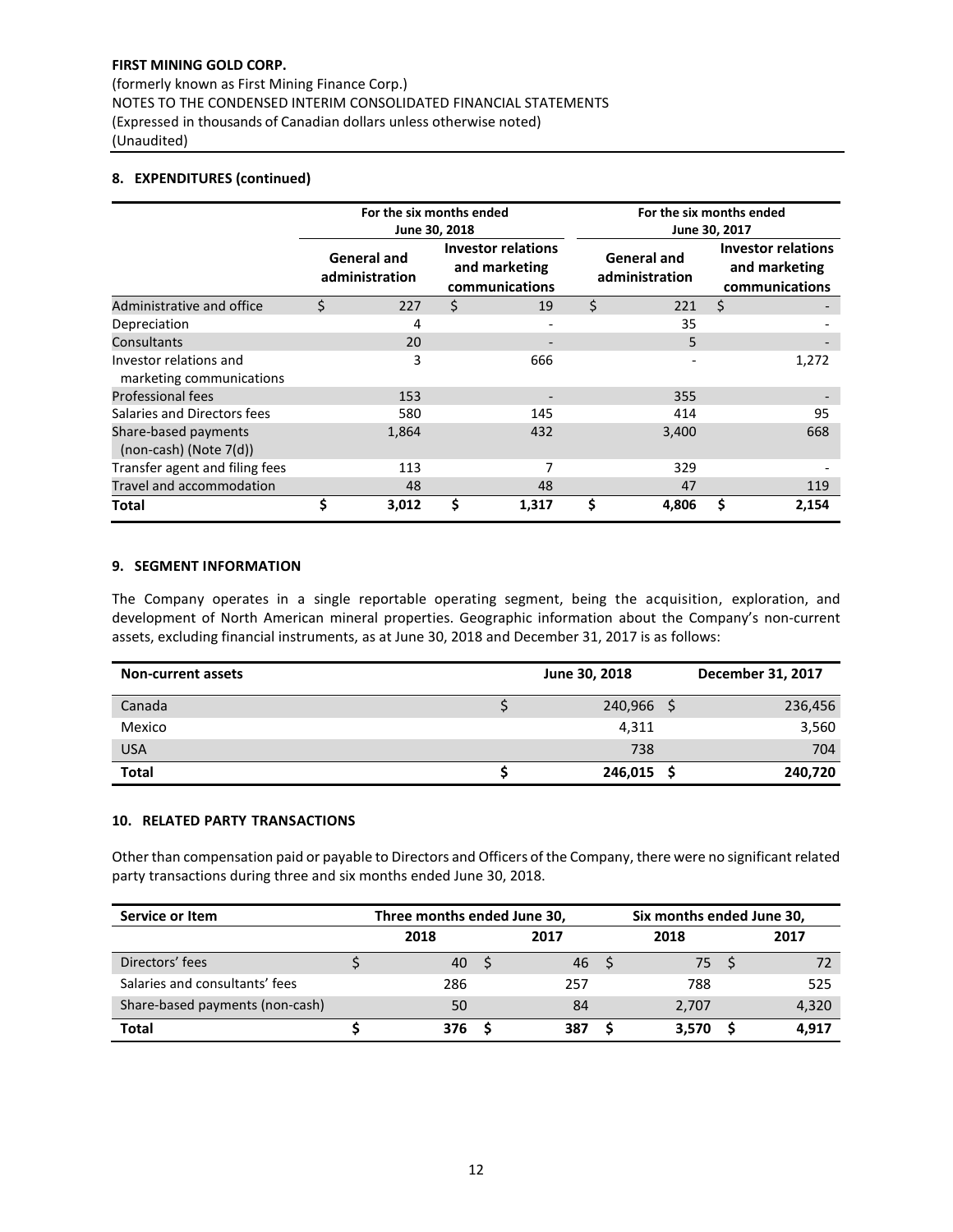**FIRST MINING GOLD CORP.**
(formerly known as First Mining Finance Corp.)
NOTES TO THE CONDENSED INTERIM CONSOLIDATED FINANCIAL STATEMENTS
(Expressed in thousands of Canadian dollars unless otherwise noted)
(Unaudited)

## 8. EXPENDITURES (continued)

| | For the six months ended June 30, 2018 | | For the six months ended June 30, 2017 | |
|---|---|---|---|---|
| | General and administration | Investor relations and marketing communications | General and administration | Investor relations and marketing communications |
| Administrative and office | $ 227 | $ 19 | $ 221 | $ - |
| Depreciation | 4 | - | 35 | - |
| Consultants | 20 | - | 5 | - |
| Investor relations and marketing communications | 3 | 666 | - | 1,272 |
| Professional fees | 153 | - | 355 | - |
| Salaries and Directors fees | 580 | 145 | 414 | 95 |
| Share-based payments (non-cash) (Note 7(d)) | 1,864 | 432 | 3,400 | 668 |
| Transfer agent and filing fees | 113 | 7 | 329 | - |
| Travel and accommodation | 48 | 48 | 47 | 119 |
| **Total** | **$ 3,012** | **$ 1,317** | **$ 4,806** | **$ 2,154** |

## 9. SEGMENT INFORMATION

The Company operates in a single reportable operating segment, being the acquisition, exploration, and development of North American mineral properties. Geographic information about the Company's non-current assets, excluding financial instruments, as at June 30, 2018 and December 31, 2017 is as follows:

| Non-current assets | June 30, 2018 | December 31, 2017 |
|---|---|---|
| Canada | $ 240,966 | $ 236,456 |
| Mexico | 4,311 | 3,560 |
| USA | 738 | 704 |
| **Total** | **$ 246,015** | **$ 240,720** |

## 10. RELATED PARTY TRANSACTIONS

Other than compensation paid or payable to Directors and Officers of the Company, there were no significant related party transactions during three and six months ended June 30, 2018.

| Service or Item | Three months ended June 30, | | Six months ended June 30, | |
|---|---|---|---|---|
| | 2018 | 2017 | 2018 | 2017 |
| Directors' fees | $ 40 | $ 46 | $ 75 | $ 72 |
| Salaries and consultants' fees | 286 | 257 | 788 | 525 |
| Share-based payments (non-cash) | 50 | 84 | 2,707 | 4,320 |
| **Total** | **$ 376** | **$ 387** | **$ 3,570** | **$ 4,917** |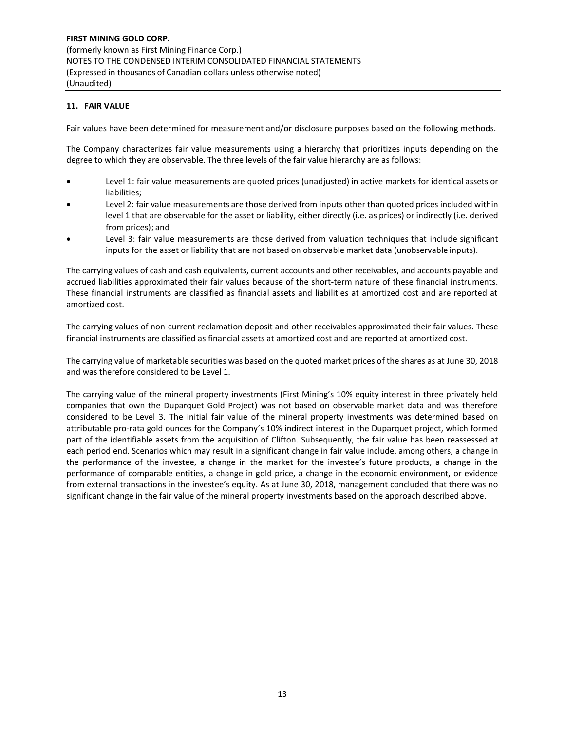## 11. FAIR VALUE

Fair values have been determined for measurement and/or disclosure purposes based on the following methods.

The Company characterizes fair value measurements using a hierarchy that prioritizes inputs depending on the degree to which they are observable. The three levels of the fair value hierarchy are as follows:

- Level 1: fair value measurements are quoted prices (unadjusted) in active markets for identical assets or liabilities;
- Level 2: fair value measurements are those derived from inputs other than quoted prices included within level 1 that are observable for the asset or liability, either directly (i.e. as prices) or indirectly (i.e. derived from prices); and
- Level 3: fair value measurements are those derived from valuation techniques that include significant inputs for the asset or liability that are not based on observable market data (unobservable inputs).

The carrying values of cash and cash equivalents, current accounts and other receivables, and accounts payable and accrued liabilities approximated their fair values because of the short-term nature of these financial instruments. These financial instruments are classified as financial assets and liabilities at amortized cost and are reported at amortized cost.

The carrying values of non-current reclamation deposit and other receivables approximated their fair values. These financial instruments are classified as financial assets at amortized cost and are reported at amortized cost.

The carrying value of marketable securities was based on the quoted market prices of the shares as at June 30, 2018 and was therefore considered to be Level 1.

The carrying value of the mineral property investments (First Mining's 10% equity interest in three privately held companies that own the Duparquet Gold Project) was not based on observable market data and was therefore considered to be Level 3. The initial fair value of the mineral property investments was determined based on attributable pro-rata gold ounces for the Company's 10% indirect interest in the Duparquet project, which formed part of the identifiable assets from the acquisition of Clifton. Subsequently, the fair value has been reassessed at each period end. Scenarios which may result in a significant change in fair value include, among others, a change in the performance of the investee, a change in the market for the investee's future products, a change in the performance of comparable entities, a change in gold price, a change in the economic environment, or evidence from external transactions in the investee's equity. As at June 30, 2018, management concluded that there was no significant change in the fair value of the mineral property investments based on the approach described above.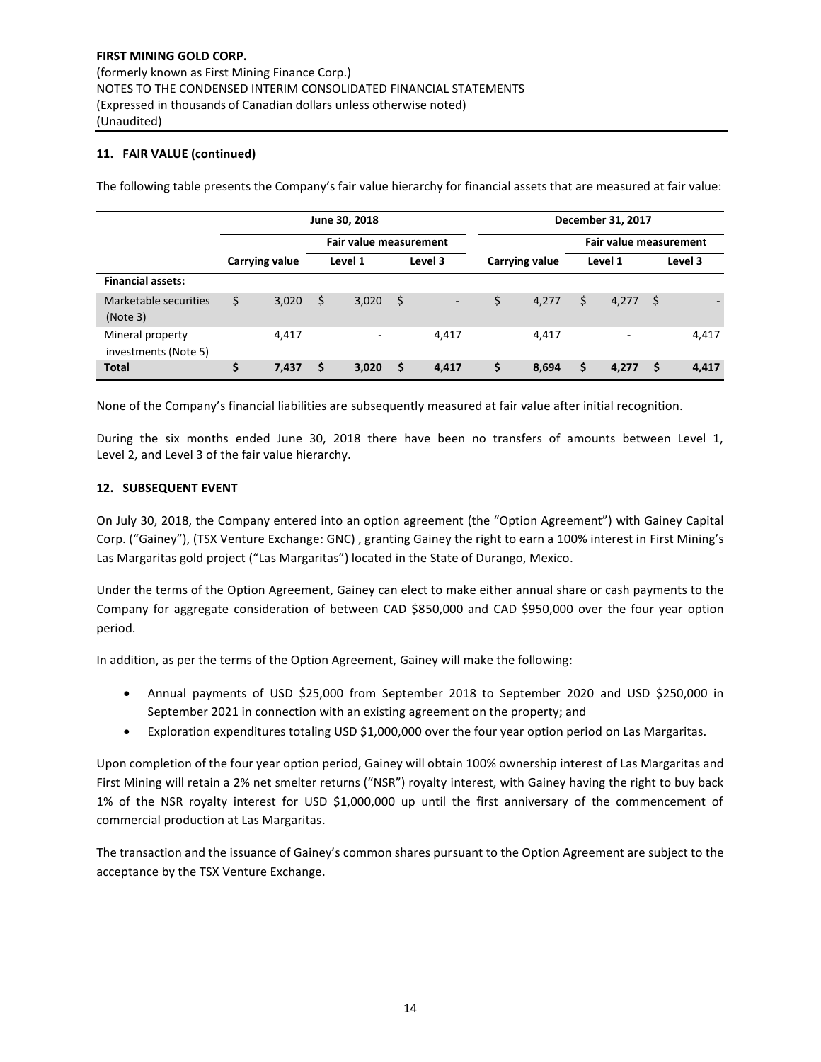**FIRST MINING GOLD CORP.**
(formerly known as First Mining Finance Corp.)
NOTES TO THE CONDENSED INTERIM CONSOLIDATED FINANCIAL STATEMENTS
(Expressed in thousands of Canadian dollars unless otherwise noted)
(Unaudited)

### 11. FAIR VALUE (continued)

The following table presents the Company's fair value hierarchy for financial assets that are measured at fair value:

| | June 30, 2018 | | | December 31, 2017 | | |
|---|---|---|---|---|---|---|
| | | Fair value measurement | | | Fair value measurement | |
| | Carrying value | Level 1 | Level 3 | Carrying value | Level 1 | Level 3 |
| **Financial assets:** | | | | | | |
| Marketable securities (Note 3) | $ 3,020 | $ 3,020 | $ - | $ 4,277 | $ 4,277 | $ - |
| Mineral property investments (Note 5) | 4,417 | - | 4,417 | 4,417 | - | 4,417 |
| **Total** | **$ 7,437** | **$ 3,020** | **$ 4,417** | **$ 8,694** | **$ 4,277** | **$ 4,417** |

None of the Company's financial liabilities are subsequently measured at fair value after initial recognition.

During the six months ended June 30, 2018 there have been no transfers of amounts between Level 1, Level 2, and Level 3 of the fair value hierarchy.

### 12. SUBSEQUENT EVENT

On July 30, 2018, the Company entered into an option agreement (the "Option Agreement") with Gainey Capital Corp. ("Gainey"), (TSX Venture Exchange: GNC) , granting Gainey the right to earn a 100% interest in First Mining's Las Margaritas gold project ("Las Margaritas") located in the State of Durango, Mexico.

Under the terms of the Option Agreement, Gainey can elect to make either annual share or cash payments to the Company for aggregate consideration of between CAD $850,000 and CAD $950,000 over the four year option period.

In addition, as per the terms of the Option Agreement, Gainey will make the following:

- Annual payments of USD $25,000 from September 2018 to September 2020 and USD $250,000 in September 2021 in connection with an existing agreement on the property; and
- Exploration expenditures totaling USD $1,000,000 over the four year option period on Las Margaritas.

Upon completion of the four year option period, Gainey will obtain 100% ownership interest of Las Margaritas and First Mining will retain a 2% net smelter returns ("NSR") royalty interest, with Gainey having the right to buy back 1% of the NSR royalty interest for USD $1,000,000 up until the first anniversary of the commencement of commercial production at Las Margaritas.

The transaction and the issuance of Gainey's common shares pursuant to the Option Agreement are subject to the acceptance by the TSX Venture Exchange.